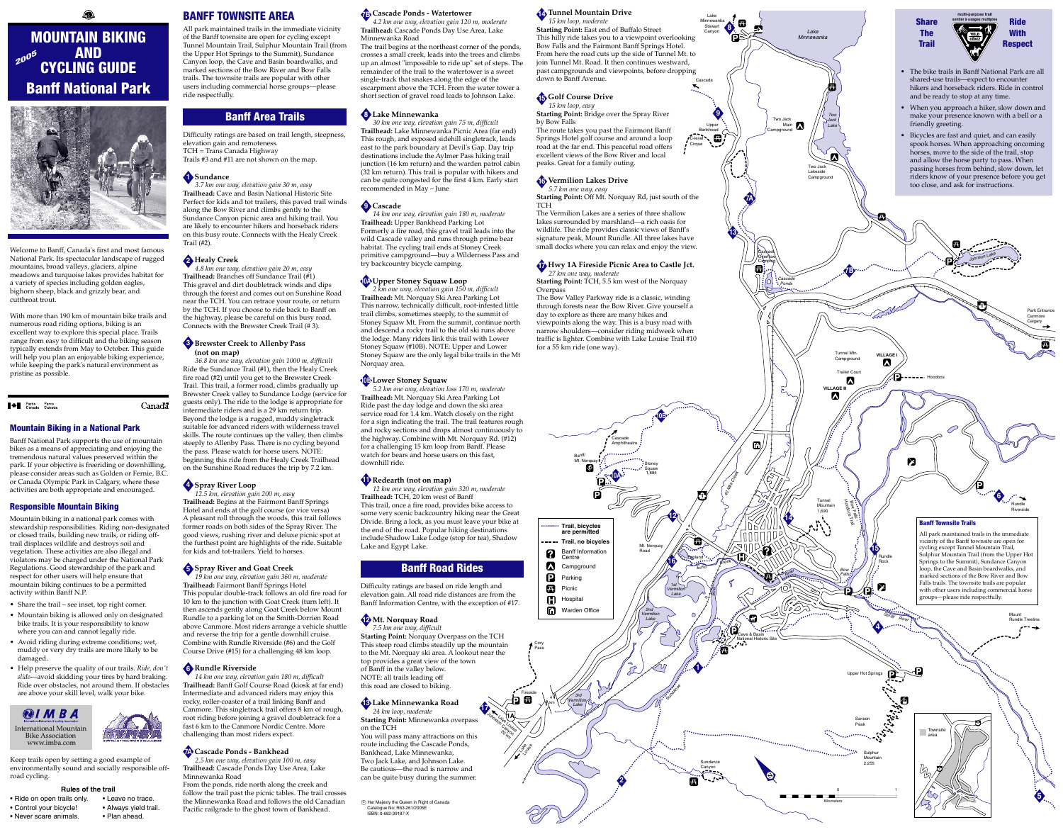# MOUNTAIN BIKING AND CYCLING GUIDE

2005

## Banff National Park

Welcome to Banff, Canada's first and most famous National Park. Its spectacular landscape of rugged mountains, broad valleys, glaciers, alpine meadows and turquoise lakes provides habitat for a variety of species including golden eagles, bighorn sheep, black and grizzly bear, and cutthroat trout.

With more than 190 km of mountain bike trails and numerous road riding options, biking is an excellent way to explore this special place. Trails range from easy to difficult and the biking season typically extends from May to October. This guide will help you plan an enjoyable biking experience, while keeping the park's natural environment as pristine as possible.

Parks Canada / Parcs Canada — Canada

### Mountain Biking in a National Park

Banff National Park supports the use of mountain bikes as a means of appreciating and enjoying the tremendous natural values preserved within the park. If your objective is freeriding or downhilling, please consider areas such as Golden or Fernie, B.C. or Canada Olympic Park in Calgary, where these activities are both appropriate and encouraged.

### Responsible Mountain Biking

Mountain biking in a national park comes with stewardship responsibilities. Riding non-designated or closed trails, building new trails, or riding off-trail displaces wildlife and destroys soil and vegetation. These activities are also illegal and violators may be charged under the National Park Regulations. Good stewardship of the park and respect for other users will help ensure that mountain biking continues to be a permitted activity within Banff N.P.

- Share the trail – see inset, top right corner.
- Mountain biking is allowed only on designated bike trails. It is your responsibility to know where you can and cannot legally ride.
- Avoid riding during extreme conditions; wet, muddy or very dry trails are more likely to be damaged.
- Help preserve the quality of our trails. *Ride, don't slide*—avoid skidding your tires by hard braking. Ride over obstacles, not around them. If obstacles are above your skill level, walk your bike.

IMBA — International Mountain Bike Association — www.imba.com

Keep trails open by setting a good example of environmentally sound and socially responsible off-road cycling.

**Rules of the trail**

- Ride on open trails only.
- Control your bicycle!
- Never scare animals.
- Leave no trace.
- Always yield trail.
- Plan ahead.

## BANFF TOWNSITE AREA

All park maintained trails in the immediate vicinity of the Banff townsite are open for cycling except Tunnel Mountain Trail, Sulphur Mountain Trail (from the Upper Hot Springs to the Summit), Sundance Canyon loop, the Cave and Basin boardwalks, and marked sections of the Bow River and Bow Falls trails. The townsite trails are popular with other users including commercial horse groups—please ride respectfully.

## Banff Area Trails

Difficulty ratings are based on trail length, steepness, elevation gain and remoteness.
TCH = Trans Canada Highway
Trails #3 and #11 are not shown on the map.

### 1 Sundance

*3.7 km one way, elevation gain 30 m, easy*
**Trailhead:** Cave and Basin National Historic Site
Perfect for kids and tot trailers, this paved trail winds along the Bow River and climbs gently to the Sundance Canyon picnic area and hiking trail. You are likely to encounter hikers and horseback riders on this busy route. Connects with the Healy Creek Trail (#2).

### 2 Healy Creek

*4.8 km one way, elevation gain 20 m, easy*
**Trailhead:** Branches off Sundance Trail (#1)
This gravel and dirt doubletrack winds and dips through the forest and comes out on Sunshine Road near the TCH. You can retrace your route, or return by the TCH. If you choose to ride back to Banff on the highway, please be careful on this busy road. Connects with the Brewster Creek Trail (# 3).

### 3 Brewster Creek to Allenby Pass (not on map)

*36.8 km one way, elevation gain 1000 m, difficult*
Ride the Sundance Trail (#1), then the Healy Creek fire road (#2) until you get to the Brewster Creek Trail. This trail, a former road, climbs gradually up Brewster Creek valley to Sundance Lodge (service for guests only). The ride to the lodge is appropriate for intermediate riders and is a 29 km return trip. Beyond the lodge is a rugged, muddy singletrack suitable for advanced riders with wilderness travel skills. The route continues up the valley, then climbs steeply to Allenby Pass. There is no cycling beyond the pass. Please watch for horse users. NOTE: beginning this ride from the Healy Creek Trailhead on the Sunshine Road reduces the trip by 7.2 km.

### 4 Spray River Loop

*12.5 km, elevation gain 200 m, easy*
**Trailhead:** Begins at the Fairmont Banff Springs Hotel and ends at the golf course (or vice versa)
A pleasant roll through the woods, this trail follows former roads on both sides of the Spray River. The good views, rushing river and deluxe picnic spot at the furthest point are highlights of the ride. Suitable for kids and tot-trailers. Yield to horses.

### 5 Spray River and Goat Creek

*19 km one way, elevation gain 360 m, moderate*
**Trailhead:** Fairmont Banff Springs Hotel
This popular double-track follows an old fire road for 10 km to the junction with Goat Creek (trail 5). It then ascends gently along Goat Creek below Mount Rundle to a parking lot on the Smith-Dorrien Road above Canmore. Most riders arrange a vehicle shuttle and reverse the trip for a gentle downhill cruise. Combine with Rundle Riverside (#6) and the Golf Course Drive (#15) for a challenging 48 km loop.

### 6 Rundle Riverside

*14 km one way, elevation gain 180 m, difficult*
**Trailhead:** Banff Golf Course Road (kiosk at far end)
Intermediate and advanced riders may enjoy this rocky, roller-coaster of a trail linking Banff and Canmore. This singletrack trail offers 8 km of rough, root riding before joining a gravel doubletrack for a fast 6 km to the Canmore Nordic Centre. More challenging than most riders expect.

### 7A Cascade Ponds - Bankhead

*2.5 km one way, elevation gain 100 m, easy*
**Trailhead:** Cascade Ponds Day Use Area, Lake Minnewanka Road
From the ponds, ride north along the creek and follow the trail past the picnic tables. The trail crosses the Minnewanka Road and follows the old Canadian Pacific railgrade to the ghost town of Bankhead.

### 7B Cascade Ponds - Watertower

*4.2 km one way, elevation gain 120 m, moderate*
**Trailhead:** Cascade Ponds Day Use Area, Lake Minnewanka Road
The trail begins at the northeast corner of the ponds, crosses a small creek, leads into the trees and climbs up an almost "impossible to ride up" set of steps. The remainder of the trail to the watertower is a sweet single-track that snakes along the edge of the escarpment above the TCH. From the water tower a short section of gravel road leads to Johnson Lake.

### 8 Lake Minnewanka

*30 km one way, elevation gain 75 m, difficult*
**Trailhead:** Lake Minnewanka Picnic Area (far end)
This rough, and exposed sidehill singletrack, leads east to the park boundary at Devil's Gap. Day trip destinations include the Aylmer Pass hiking trail junction (16 km return) and the warden patrol cabin (32 km return). This trail is popular with hikers and can be quite congested for the first 4 km. Early start recommended in May – June

### 9 Cascade

*14 km one way, elevation gain 180 m, moderate*
**Trailhead:** Upper Bankhead Parking Lot
Formerly a fire road, this gravel trail leads into the wild Cascade valley and runs through prime bear habitat. The cycling trail ends at Stoney Creek primitive campground—buy a Wilderness Pass and try backcountry bicycle camping.

### 10A Upper Stoney Squaw Loop

*2 km one way, elevation gain 150 m, difficult*
**Trailhead:** Mt. Norquay Ski Area Parking Lot
This narrow, technically difficult, root-infested little trail climbs, sometimes steeply, to the summit of Stoney Squaw Mt. From the summit, continue north and descend a rocky trail to the old ski runs above the lodge. Many riders link this trail with Lower Stoney Squaw (#10B). NOTE: Upper and Lower Stoney Squaw are the only legal bike trails in the Mt Norquay area.

### 10B Lower Stoney Squaw

*5.2 km one way, elevation loss 170 m, moderate*
**Trailhead:** Mt. Norquay Ski Area Parking Lot
Ride past the day lodge and down the ski area service road for 1.4 km. Watch closely on the right for a sign indicating the trail. The trail features rough and rocky sections and drops almost continuously to the highway. Combine with Mt. Norquay Rd. (#12) for a challenging 15 km loop from Banff. Please watch for bears and horse users on this fast, downhill ride.

### 11 Redearth (not on map)

*12 km one way, elevation gain 320 m, moderate*
**Trailhead:** TCH, 20 km west of Banff
This trail, once a fire road, provides bike access to some very scenic backcountry hiking near the Great Divide. Bring a lock, as you must leave your bike at the end of the road. Popular hiking destinations include Shadow Lake Lodge (stop for tea), Shadow Lake and Egypt Lake.

## Banff Road Rides

Difficulty ratings are based on ride length and elevation gain. All road ride distances are from the Banff Information Centre, with the exception of #17.

### 12 Mt. Norquay Road

*7.5 km one way, difficult*
**Starting Point:** Norquay Overpass on the TCH
This steep road climbs steadily up the mountain to the Mt. Norquay ski area. A lookout near the top provides a great view of the town of Banff in the valley below.
NOTE: all trails leading off of this road are closed to biking.

### 13 Lake Minnewanka Road

*24 km loop, moderate*
**Starting Point:** Minnewanka overpass on the TCH
You will pass many attractions on this route including the Cascade Ponds, Bankhead, Lake Minnewanka, Two Jack Lake, and Johnson Lake. Be cautious—the road is narrow and can be quite busy during the summer.

© Her Majesty the Queen in Right of Canada
Catalogue No: R63-261/2005E
ISBN: 0-662-39187-X

### 14 Tunnel Mountain Drive

*15 km loop, moderate*
**Starting Point:** East end of Buffalo Street
This hilly ride takes you to a viewpoint overlooking Bow Falls and the Fairmont Banff Springs Hotel. From here the road cuts up the side of Tunnel Mt. to join Tunnel Mt. Road. It then continues westward, past campgrounds and viewpoints, before dropping down to Banff Avenue.

### 15 Golf Course Drive

*15 km loop, easy*
**Starting Point:** Bridge over the Spray River by Bow Falls
The route takes you past the Fairmont Banff Springs Hotel golf course and around a loop road at the far end. This peaceful road offers excellent views of the Bow River and local peaks. Great for a family outing.

### 16 Vermilion Lakes Drive

*5.7 km one way, easy*
**Starting Point:** Off Mt. Norquay Rd, just south of the TCH
The Vermilion Lakes are a series of three shallow lakes surrounded by marshland—a rich oasis for wildlife. The ride provides classic views of Banff's signature peak, Mount Rundle. All three lakes have small docks where you can relax and enjoy the view.

### 17 Hwy 1A Fireside Picnic Area to Castle Jct.

*27 km one way, moderate*
**Starting Point:** TCH, 5.5 km west of the Norquay Overpass
The Bow Valley Parkway ride is a classic, winding through forests near the Bow River. Give yourself a day to explore as there are many hikes and viewpoints along the way. This is a busy road with narrow shoulders—consider riding midweek when traffic is lighter. Combine with Lake Louise Trail #10 for a 55 km ride (one way).

## Share The Trail / Ride With Respect

multi-purpose trail / sentier à usages multiples

- The bike trails in Banff National Park are all shared-use trails—expect to encounter hikers and horseback riders. Ride in control and be ready to stop at any time.
- When you approach a hiker, slow down and make your presence known with a bell or a friendly greeting.
- Bicycles are fast and quiet, and can easily spook horses. When approaching oncoming horses, move to the side of the trail, stop and allow the horse party to pass. When passing horses from behind, slow down, let riders know of your presence before you get too close, and ask for instructions.

**Map legend**

- Trail, bicycles are permitted
- Trail, no bicycles
- Banff Information Centre
- Campground
- Parking
- Picnic
- Hospital
- Warden Office

### Banff Townsite Trails

All park maintained trails in the immediate vicinity of the Banff townsite are open for cycling except Tunnel Mountain Trail, Sulphur Mountain Trail (from the Upper Hot Springs to the Summit), Sundance Canyon loop, the Cave and Basin boardwalks, and marked sections of the Bow River and Bow Falls trails. The townsite trails are popular with other users including commercial horse groups—please ride respectfully.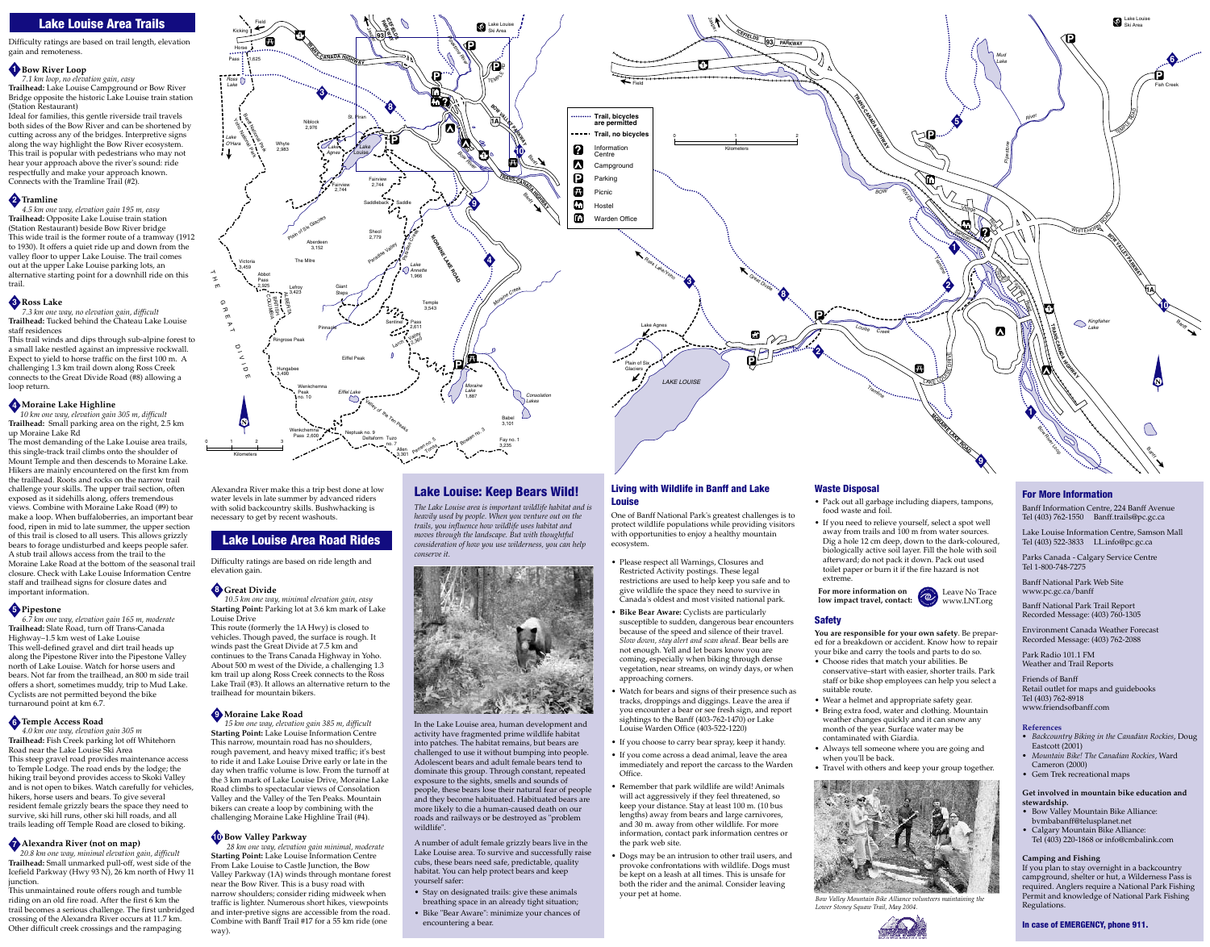# Lake Louise Area Trails

Difficulty ratings are based on trail length, elevation gain and remoteness.

### 1 Bow River Loop

*7.1 km loop, no elevation gain, easy*

**Trailhead:** Lake Louise Campground or Bow River Bridge opposite the historic Lake Louise train station (Station Restaurant)

Ideal for families, this gentle riverside trail travels both sides of the Bow River and can be shortened by cutting across any of the bridges. Interpretive signs along the way highlight the Bow River ecosystem. This trail is popular with pedestrians who may not hear your approach above the river's sound: ride respectfully and make your approach known. Connects with the Tramline Trail (#2).

### 2 Tramline

*4.5 km one way, elevation gain 195 m, easy*

**Trailhead:** Opposite Lake Louise train station (Station Restaurant) beside Bow River bridge

This wide trail is the former route of a tramway (1912 to 1930). It offers a quiet ride up and down from the valley floor to upper Lake Louise. The trail comes out at the upper Lake Louise parking lots, an alternative starting point for a downhill ride on this trail.

### 3 Ross Lake

*7.3 km one way, elevation gain 100 m, difficult*

**Trailhead:** Tucked behind the Chateau Lake Louise staff residences

This trail winds and dips through sub-alpine forest to a small lake nestled against an impressive rockwall. Expect to yield to horse traffic on the first 100 m. A challenging 1.3 km trail down along Ross Creek connects to the Great Divide Road (#8) allowing a loop return.

### 4 Moraine Lake Highline

*10 km one way, elevation gain 305 m, difficult*

**Trailhead:** Small parking area on the right, 2.5 km up Moraine Lake Rd

The most demanding of the Lake Louise area trails, this single-track trail climbs onto the shoulder of Mount Temple and then descends to Moraine Lake. Hikers are mainly encountered on the first km from the trailhead. Roots and rocks on the narrow trail challenge your skills. The upper trail section, often exposed as it sidehills along, offers tremendous views. Combine with Moraine Lake Road (#9) to make a loop. When buffaloberries, an important bear food, ripen in mid to late summer, the upper section of this trail is closed to all users. This allows grizzly bears to forage undisturbed and keeps people safer. A stub trail allows access from the trail to the Moraine Lake Road at the bottom of the seasonal trail closure. Check with Lake Louise Information Centre staff and trailhead signs for closure dates and important information.

### 5 Pipestone

*6.7 km one way, elevation gain 165 m, moderate*

**Trailhead:** Slate Road, turn off Trans-Canada Highway–1.5 km west of Lake Louise

This well-defined gravel and dirt trail heads up along the Pipestone River into the Pipestone Valley north of Lake Louise. Watch for horse users and bears. Not far from the trailhead, an 800 m side trail offers a short, sometimes muddy, trip to Mud Lake. Cyclists are not permitted beyond the bike turnaround point at km 6.7.

### 6 Temple Access Road

*4.0 km one way, elevation gain 305 m*

**Trailhead:** Fish Creek parking lot off Whitehorn Road near the Lake Louise Ski Area

This steep gravel road provides maintenance access to Temple Lodge. The road ends by the lodge; the hiking trail beyond provides access to Skoki Valley and is not open to bikes. Watch carefully for vehicles, hikers, horse users and bears. To give several resident female grizzly bears the space they need to survive, ski hill runs, other ski hill roads, and all trails leading off Temple Road are closed to biking.

### 7 Alexandra River (not on map)

*20.8 km one way, minimal elevation gain, difficult*

**Trailhead:** Small unmarked pull-off, west side of the Icefield Parkway (Hwy 93 N), 26 km north of Hwy 11 junction.

This unmaintained route offers rough and tumble riding on an old fire road. After the first 6 km the trail becomes a serious challenge. The first unbridged crossing of the Alexandra River occurs at 11.7 km. Other difficult creek crossings and the rampaging Alexandra River make this a trip best done at low water levels in late summer by advanced riders with solid backcountry skills. Bushwhacking is necessary to get by recent washouts.

# Lake Louise Area Road Rides

Difficulty ratings are based on ride length and elevation gain.

### 8 Great Divide

*10.5 km one way, minimal elevation gain, easy*

**Starting Point:** Parking lot at 3.6 km mark of Lake Louise Drive

This route (formerly the 1A Hwy) is closed to vehicles. Though paved, the surface is rough. It winds past the Great Divide at 7.5 km and continues to the Trans Canada Highway in Yoho. About 500 m west of the Divide, a challenging 1.3 km trail up along Ross Creek connects to the Ross Lake Trail (#3). It allows an alternative return to the trailhead for mountain bikers.

### 9 Moraine Lake Road

*15 km one way, elevation gain 385 m, difficult*

**Starting Point:** Lake Louise Information Centre

This narrow, mountain road has no shoulders, rough pavement, and heavy mixed traffic; it's best to ride it and Lake Louise Drive early or late in the day when traffic volume is low. From the turnoff at the 3 km mark of Lake Louise Drive, Moraine Lake Road climbs to spectacular views of Consolation Valley and the Valley of the Ten Peaks. Mountain bikers can create a loop by combining with the challenging Moraine Lake Highline Trail (#4).

### 10 Bow Valley Parkway

*28 km one way, elevation gain minimal, moderate*

**Starting Point:** Lake Louise Information Centre

From Lake Louise to Castle Junction, the Bow Valley Parkway (1A) winds through montane forest near the Bow River. This is a busy road with narrow shoulders; consider riding midweek when traffic is lighter. Numerous short hikes, viewpoints and inter-pretive signs are accessible from the road. Combine with Banff Trail #17 for a 55 km ride (one way).

Trail, bicycles are permitted
Trail, no bicycles
Information Centre
Campground
Parking
Picnic
Hostel
Warden Office

# Lake Louise: Keep Bears Wild!

*The Lake Louise area is important wildlife habitat and is heavily used by people. When you venture out on the trails, you influence how wildlife uses habitat and moves through the landscape. But with thoughtful consideration of how you use wilderness, you can help conserve it.*

In the Lake Louise area, human development and activity have fragmented prime wildlife habitat into patches. The habitat remains, but bears are challenged to use it without bumping into people. Adolescent bears and adult female bears tend to dominate this group. Through constant, repeated exposure to the sights, smells and sounds of people, these bears lose their natural fear of people and they become habituated. Habituated bears are more likely to die a human-caused death on our roads and railways or be destroyed as "problem wildlife".

A number of adult female grizzly bears live in the Lake Louise area. To survive and successfully raise cubs, these bears need safe, predictable, quality habitat. You can help protect bears and keep yourself safer:

- Stay on designated trails: give these animals breathing space in an already tight situation;
- Bike "Bear Aware": minimize your chances of encountering a bear.

## Living with Wildlife in Banff and Lake Louise

One of Banff National Park's greatest challenges is to protect wildlife populations while providing visitors with opportunities to enjoy a healthy mountain ecosystem.

- Please respect all Warnings, Closures and Restricted Activity postings. These legal restrictions are used to help keep you safe and to give wildlife the space they need to survive in Canada's oldest and most visited national park.
- **Bike Bear Aware:** Cyclists are particularly susceptible to sudden, dangerous bear encounters because of the speed and silence of their travel. *Slow down, stay alert and scan ahead.* Bear bells are not enough. Yell and let bears know you are coming, especially when biking through dense vegetation, near streams, on windy days, or when approaching corners.
- Watch for bears and signs of their presence such as tracks, droppings and diggings. Leave the area if you encounter a bear or see fresh sign, and report sightings to the Banff (403-762-1470) or Lake Louise Warden Office (403-522-1220)
- If you choose to carry bear spray, keep it handy.
- If you come across a dead animal, leave the area immediately and report the carcass to the Warden Office.
- Remember that park wildlife are wild! Animals will act aggressively if they feel threatened, so keep your distance. Stay at least 100 m. (10 bus lengths) away from bears and large carnivores, and 30 m. away from other wildlife. For more information, contact park information centres or the park web site.
- Dogs may be an intrusion to other trail users, and provoke confrontations with wildlife. Dogs must be kept on a leash at all times. This is unsafe for both the rider and the animal. Consider leaving your pet at home.

## Waste Disposal

- Pack out all garbage including diapers, tampons, food waste and foil.
- If you need to relieve yourself, select a spot well away from trails and 100 m from water sources. Dig a hole 12 cm deep, down to the dark-coloured, biologically active soil layer. Fill the hole with soil afterward; do not pack it down. Pack out used toilet paper or burn it if the fire hazard is not extreme.

**For more information on low impact travel, contact:** Leave No Trace www.LNT.org

## Safety

**You are responsible for your own safety**. Be prepared for a breakdown or accident. Know how to repair your bike and carry the tools and parts to do so.

- Choose rides that match your abilities. Be conservative–start with easier, shorter trails. Park staff or bike shop employees can help you select a suitable route.
- Wear a helmet and appropriate safety gear.
- Bring extra food, water and clothing. Mountain weather changes quickly and it can snow any month of the year. Surface water may be contaminated with Giardia.
- Always tell someone where you are going and when you'll be back.
- Travel with others and keep your group together.

*Bow Valley Mountain Bike Alliance volunteers maintaining the Lower Stoney Squaw Trail, May 2004.*

## For More Information

Banff Information Centre, 224 Banff Avenue
Tel (403) 762-1550 Banff.trails@pc.gc.ca

Lake Louise Information Centre, Samson Mall
Tel (403) 522-3833 LL.info@pc.gc.ca

Parks Canada - Calgary Service Centre
Tel 1-800-748-7275

Banff National Park Web Site
www.pc.gc.ca/banff

Banff National Park Trail Report
Recorded Message: (403) 760-1305

Environment Canada Weather Forecast
Recorded Message: (403) 762-2088

Park Radio 101.1 FM
Weather and Trail Reports

Friends of Banff
Retail outlet for maps and guidebooks
Tel (403) 762-8918
www.friendsofbanff.com

### References

- *Backcountry Biking in the Canadian Rockies*, Doug Eastcott (2001)
- *Mountain Bike! The Canadian Rockies*, Ward Cameron (2000)
- Gem Trek recreational maps

### Get involved in mountain bike education and stewardship.

- Bow Valley Mountain Bike Alliance: bvmbabanff@telusplanet.net
- Calgary Mountain Bike Alliance: Tel (403) 220-1868 or info@cmbalink.com

### Camping and Fishing

If you plan to stay overnight in a backcountry campground, shelter or hut, a Wilderness Pass is required. Anglers require a National Park Fishing Permit and knowledge of National Park Fishing Regulations.

**In case of EMERGENCY, phone 911.**